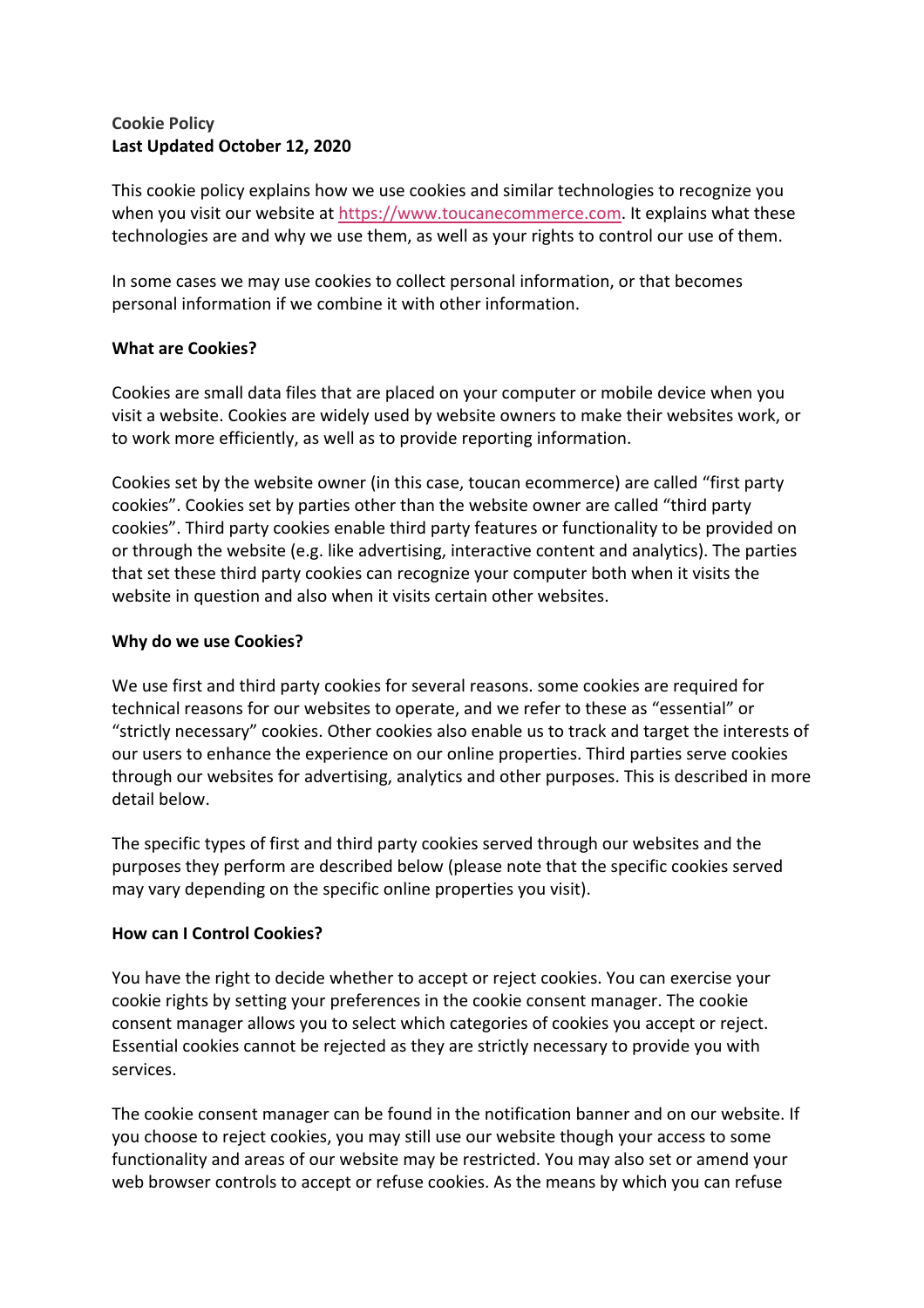**Cookie Policy**
**Last Updated October 12, 2020**

This cookie policy explains how we use cookies and similar technologies to recognize you when you visit our website at [https://www.toucanecommerce.com](https://www.toucanecommerce.com). It explains what these technologies are and why we use them, as well as your rights to control our use of them.

In some cases we may use cookies to collect personal information, or that becomes personal information if we combine it with other information.

**What are Cookies?**

Cookies are small data files that are placed on your computer or mobile device when you visit a website. Cookies are widely used by website owners to make their websites work, or to work more efficiently, as well as to provide reporting information.

Cookies set by the website owner (in this case, toucan ecommerce) are called "first party cookies". Cookies set by parties other than the website owner are called "third party cookies". Third party cookies enable third party features or functionality to be provided on or through the website (e.g. like advertising, interactive content and analytics). The parties that set these third party cookies can recognize your computer both when it visits the website in question and also when it visits certain other websites.

**Why do we use Cookies?**

We use first and third party cookies for several reasons. some cookies are required for technical reasons for our websites to operate, and we refer to these as "essential" or "strictly necessary" cookies. Other cookies also enable us to track and target the interests of our users to enhance the experience on our online properties. Third parties serve cookies through our websites for advertising, analytics and other purposes. This is described in more detail below.

The specific types of first and third party cookies served through our websites and the purposes they perform are described below (please note that the specific cookies served may vary depending on the specific online properties you visit).

**How can I Control Cookies?**

You have the right to decide whether to accept or reject cookies. You can exercise your cookie rights by setting your preferences in the cookie consent manager. The cookie consent manager allows you to select which categories of cookies you accept or reject. Essential cookies cannot be rejected as they are strictly necessary to provide you with services.

The cookie consent manager can be found in the notification banner and on our website. If you choose to reject cookies, you may still use our website though your access to some functionality and areas of our website may be restricted. You may also set or amend your web browser controls to accept or refuse cookies. As the means by which you can refuse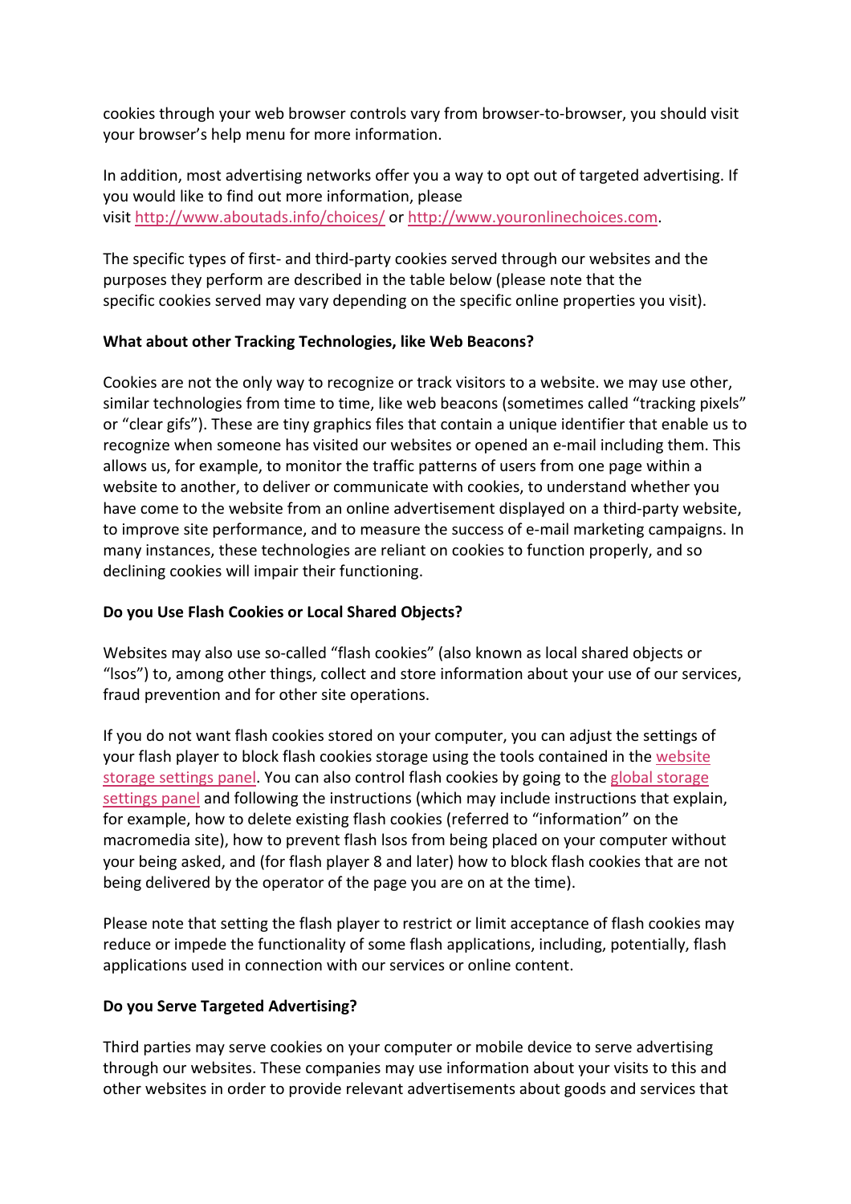cookies through your web browser controls vary from browser-to-browser, you should visit your browser's help menu for more information.

In addition, most advertising networks offer you a way to opt out of targeted advertising. If you would like to find out more information, please visit http://www.aboutads.info/choices/ or http://www.youronlinechoices.com.

The specific types of first- and third-party cookies served through our websites and the purposes they perform are described in the table below (please note that the specific cookies served may vary depending on the specific online properties you visit).

**What about other Tracking Technologies, like Web Beacons?**

Cookies are not the only way to recognize or track visitors to a website. we may use other, similar technologies from time to time, like web beacons (sometimes called "tracking pixels" or "clear gifs"). These are tiny graphics files that contain a unique identifier that enable us to recognize when someone has visited our websites or opened an e-mail including them. This allows us, for example, to monitor the traffic patterns of users from one page within a website to another, to deliver or communicate with cookies, to understand whether you have come to the website from an online advertisement displayed on a third-party website, to improve site performance, and to measure the success of e-mail marketing campaigns. In many instances, these technologies are reliant on cookies to function properly, and so declining cookies will impair their functioning.

**Do you Use Flash Cookies or Local Shared Objects?**

Websites may also use so-called "flash cookies" (also known as local shared objects or "lsos") to, among other things, collect and store information about your use of our services, fraud prevention and for other site operations.

If you do not want flash cookies stored on your computer, you can adjust the settings of your flash player to block flash cookies storage using the tools contained in the website storage settings panel. You can also control flash cookies by going to the global storage settings panel and following the instructions (which may include instructions that explain, for example, how to delete existing flash cookies (referred to "information" on the macromedia site), how to prevent flash lsos from being placed on your computer without your being asked, and (for flash player 8 and later) how to block flash cookies that are not being delivered by the operator of the page you are on at the time).

Please note that setting the flash player to restrict or limit acceptance of flash cookies may reduce or impede the functionality of some flash applications, including, potentially, flash applications used in connection with our services or online content.

**Do you Serve Targeted Advertising?**

Third parties may serve cookies on your computer or mobile device to serve advertising through our websites. These companies may use information about your visits to this and other websites in order to provide relevant advertisements about goods and services that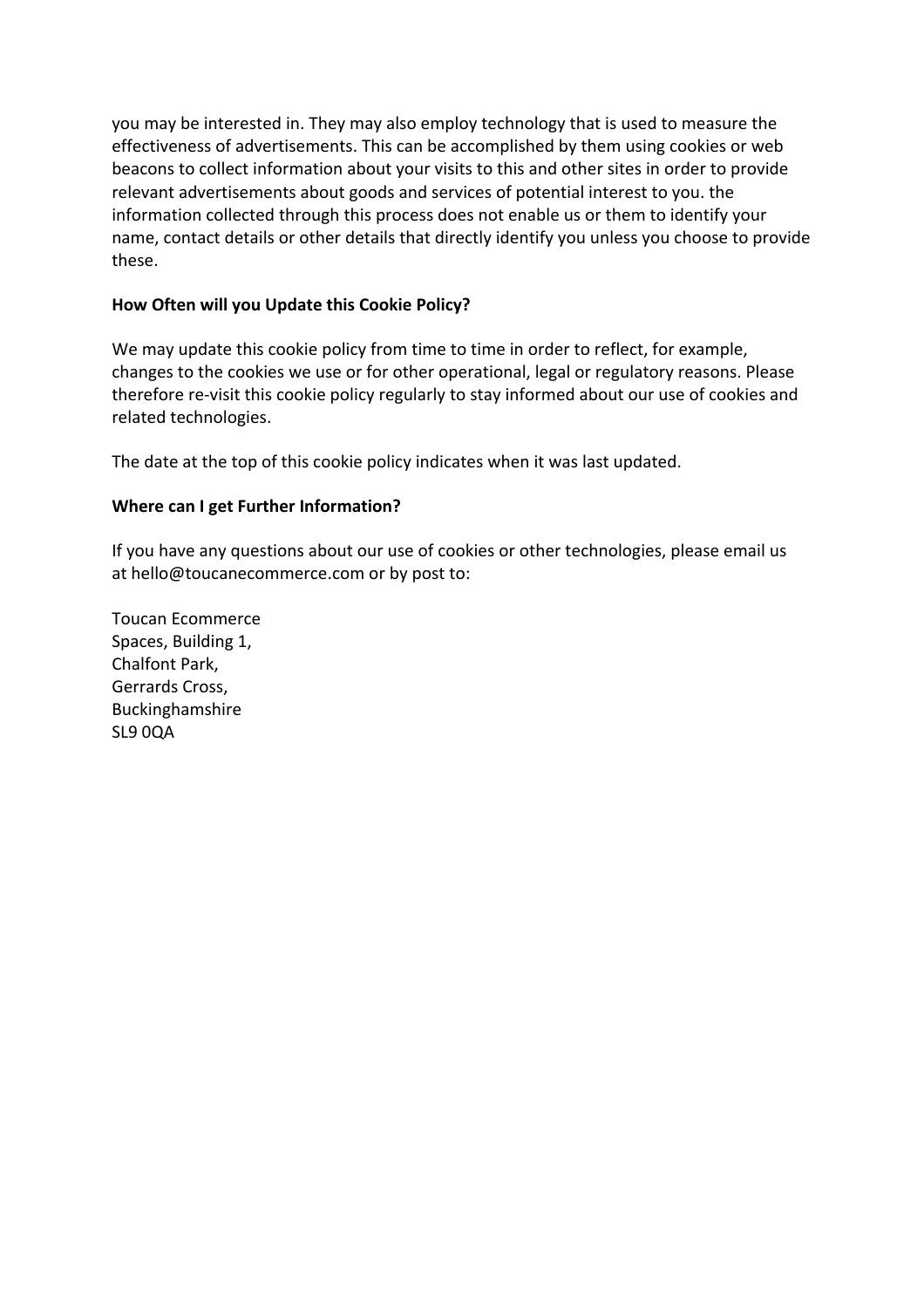you may be interested in. They may also employ technology that is used to measure the effectiveness of advertisements. This can be accomplished by them using cookies or web beacons to collect information about your visits to this and other sites in order to provide relevant advertisements about goods and services of potential interest to you. the information collected through this process does not enable us or them to identify your name, contact details or other details that directly identify you unless you choose to provide these.

**How Often will you Update this Cookie Policy?**

We may update this cookie policy from time to time in order to reflect, for example, changes to the cookies we use or for other operational, legal or regulatory reasons. Please therefore re-visit this cookie policy regularly to stay informed about our use of cookies and related technologies.

The date at the top of this cookie policy indicates when it was last updated.

**Where can I get Further Information?**

If you have any questions about our use of cookies or other technologies, please email us at hello@toucanecommerce.com or by post to:

Toucan Ecommerce
Spaces, Building 1,
Chalfont Park,
Gerrards Cross,
Buckinghamshire
SL9 0QA